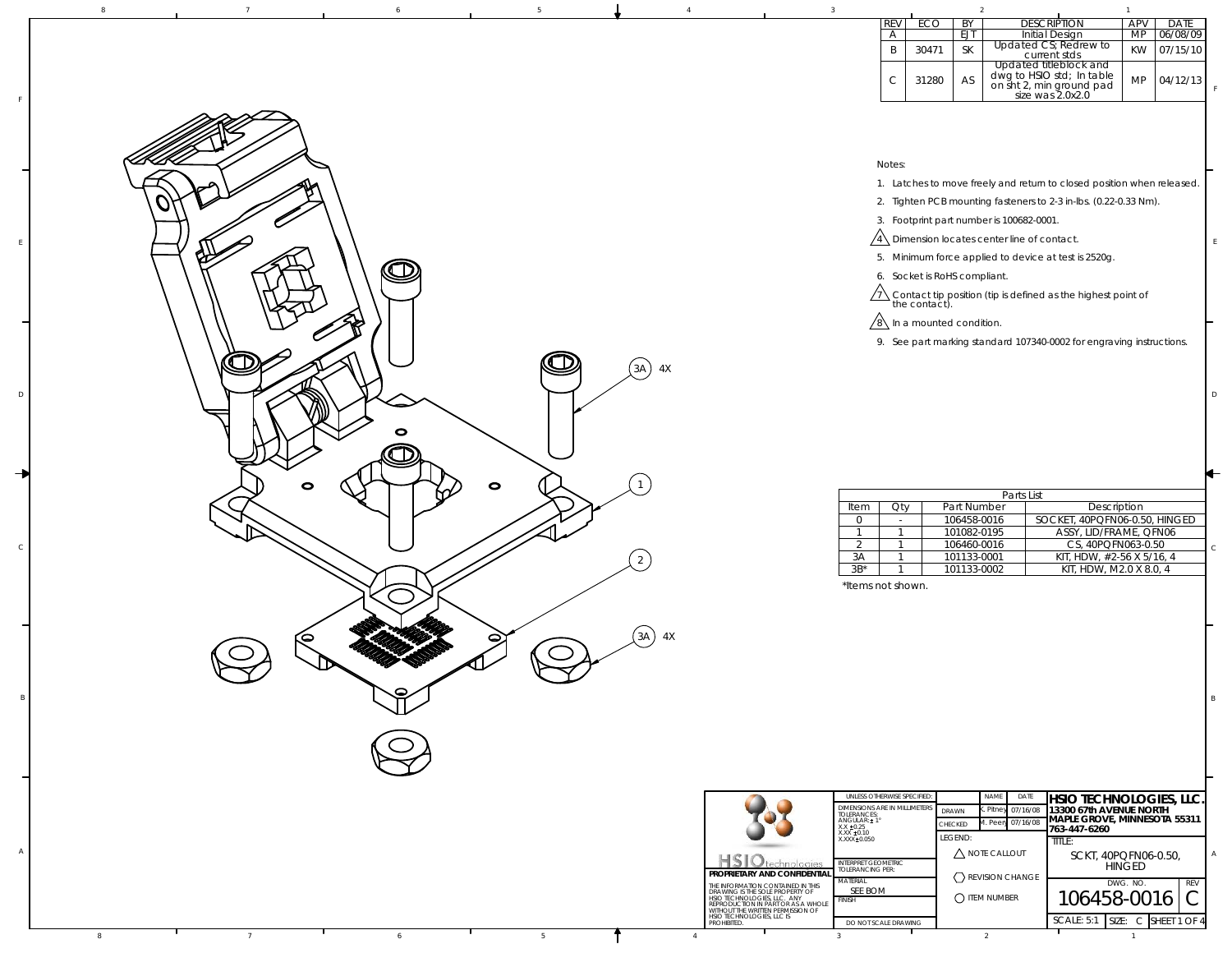| REV | ECO | BY | DESCRIPTION | APV | DATE |
|---|---|---|---|---|---|
| A | | EJT | Initial Design | MP | 06/08/09 |
| B | 30471 | SK | Updated CS; Redrew to current stds | KW | 07/15/10 |
| C | 31280 | AS | Updated titleblock and dwg to HSIO std; In table on sht 2, min ground pad size was 2.0x2.0 | MP | 04/12/13 |

Notes:

1. Latches to move freely and return to closed position when released.
2. Tighten PCB mounting fasteners to 2-3 in-lbs. (0.22-0.33 Nm).
3. Footprint part number is 100682-0001.
4. Dimension locates center line of contact.
5. Minimum force applied to device at test is 2520g.
6. Socket is RoHS compliant.
7. Contact tip position (tip is defined as the highest point of the contact).
8. In a mounted condition.
9. See part marking standard 107340-0002 for engraving instructions.

3A 4X

1

2

3A 4X

| Parts List | | | |
|---|---|---|---|
| Item | Qty | Part Number | Description |
| 0 | - | 106458-0016 | SOCKET, 40PQFN06-0.50, HINGED |
| 1 | 1 | 101082-0195 | ASSY, LID/FRAME, QFN06 |
| 2 | 1 | 106460-0016 | CS, 40PQFN063-0.50 |
| 3A | 1 | 101133-0001 | KIT, HDW, #2-56 X 5/16, 4 |
| 3B* | 1 | 101133-0002 | KIT, HDW, M2.0 X 8.0, 4 |

*Items not shown.

HSIO technologies

PROPRIETARY AND CONFIDENTIAL

THE INFORMATION CONTAINED IN THIS DRAWING IS THE SOLE PROPERTY OF HSIO TECHNOLOGIES, LLC. ANY REPRODUCTION IN PART OR AS A WHOLE WITHOUT THE WRITTEN PERMISSION OF HSIO TECHNOLOGIES, LLC IS PROHIBITED.

UNLESS OTHERWISE SPECIFIED:
DIMENSIONS ARE IN MILLIMETERS
TOLERANCES:
ANGULAR: ± 1°
X.X ±0.25
X.XX ±0.10
X.XXX ±0.050

INTERPRET GEOMETRIC TOLERANCING PER:

MATERIAL: SEE BOM

FINISH

DO NOT SCALE DRAWING

| | NAME | DATE |
|---|---|---|
| DRAWN | K. Pitney | 07/16/08 |
| CHECKED | M. Peen | 07/16/08 |

LEGEND:
- NOTE CALLOUT
- REVISION CHANGE
- ITEM NUMBER

**HSIO TECHNOLOGIES, LLC.**
**13300 67th AVENUE NORTH**
**MAPLE GROVE, MINNESOTA 55311**
**763-447-6260**

TITLE: SCKT, 40PQFN06-0.50, HINGED

DWG. NO. 106458-0016 REV C

SCALE: 5:1 SIZE: C SHEET 1 OF 4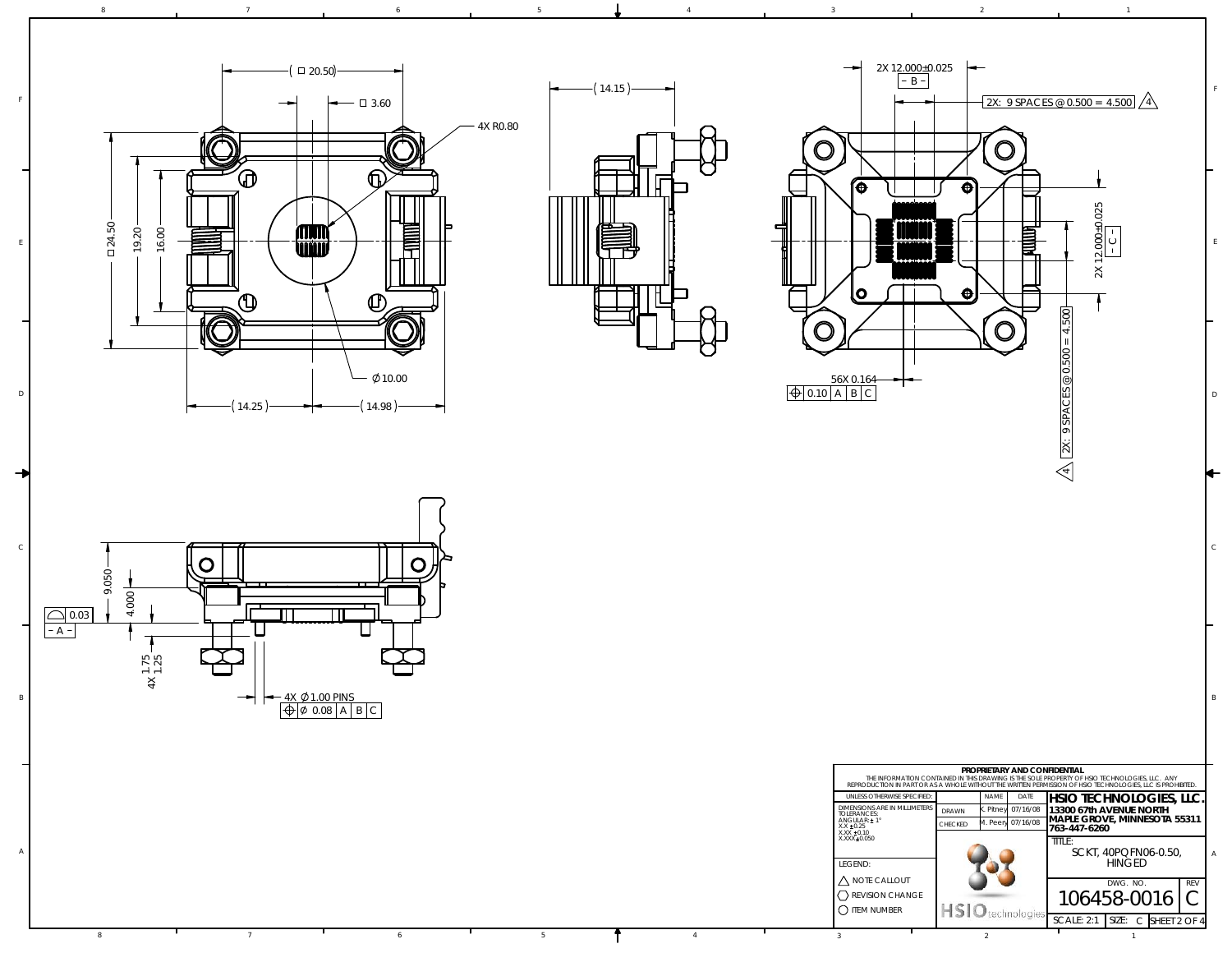(□ 20.50)

□ 3.60

4X R0.80

□24.50

19.20

16.00

∅10.00

(14.25)

(14.98)

(14.15)

2X 12.000±0.025

– B –

2X: 9 SPACES @ 0.500 = 4.500 △4

2X 12.000±0.025

– C –

2X: 9 SPACES @ 0.500 = 4.500 △4

56X 0.164

| ⊕ | 0.10 | A | B | C |
|---|---|---|---|---|

9.050

4.000

| ⌓ | 0.03 |
|---|---|

– A –

4X 1.75

1.25

4X ∅1.00 PINS

| ⊕ | ∅ 0.08 | A | B | C |
|---|---|---|---|---|

**PROPRIETARY AND CONFIDENTIAL**

THE INFORMATION CONTAINED IN THIS DRAWING IS THE SOLE PROPERTY OF HSIO TECHNOLOGIES, LLC. ANY REPRODUCTION IN PART OR AS A WHOLE WITHOUT THE WRITTEN PERMISSION OF HSIO TECHNOLOGIES, LLC IS PROHIBITED.

UNLESS OTHERWISE SPECIFIED:

DIMENSIONS ARE IN MILLIMETERS
TOLERANCES:
ANGULAR: ± 1°
X.X ±0.25
X.XX ±0.10
X.XXX ±0.050

| | NAME | DATE |
|---|---|---|
| DRAWN | K. Pitney | 07/16/08 |
| CHECKED | M. Peery | 07/16/08 |

**HSIO TECHNOLOGIES, LLC.**
**13300 67th AVENUE NORTH**
**MAPLE GROVE, MINNESOTA 55311**
**763-447-6260**

TITLE:
SCKT, 40PQFN06-0.50, HINGED

DWG. NO. 106458-0016

REV C

LEGEND:
△ NOTE CALLOUT
⬡ REVISION CHANGE
○ ITEM NUMBER

HSIO technologies

SCALE: 2:1 | SIZE: C | SHEET 2 OF 4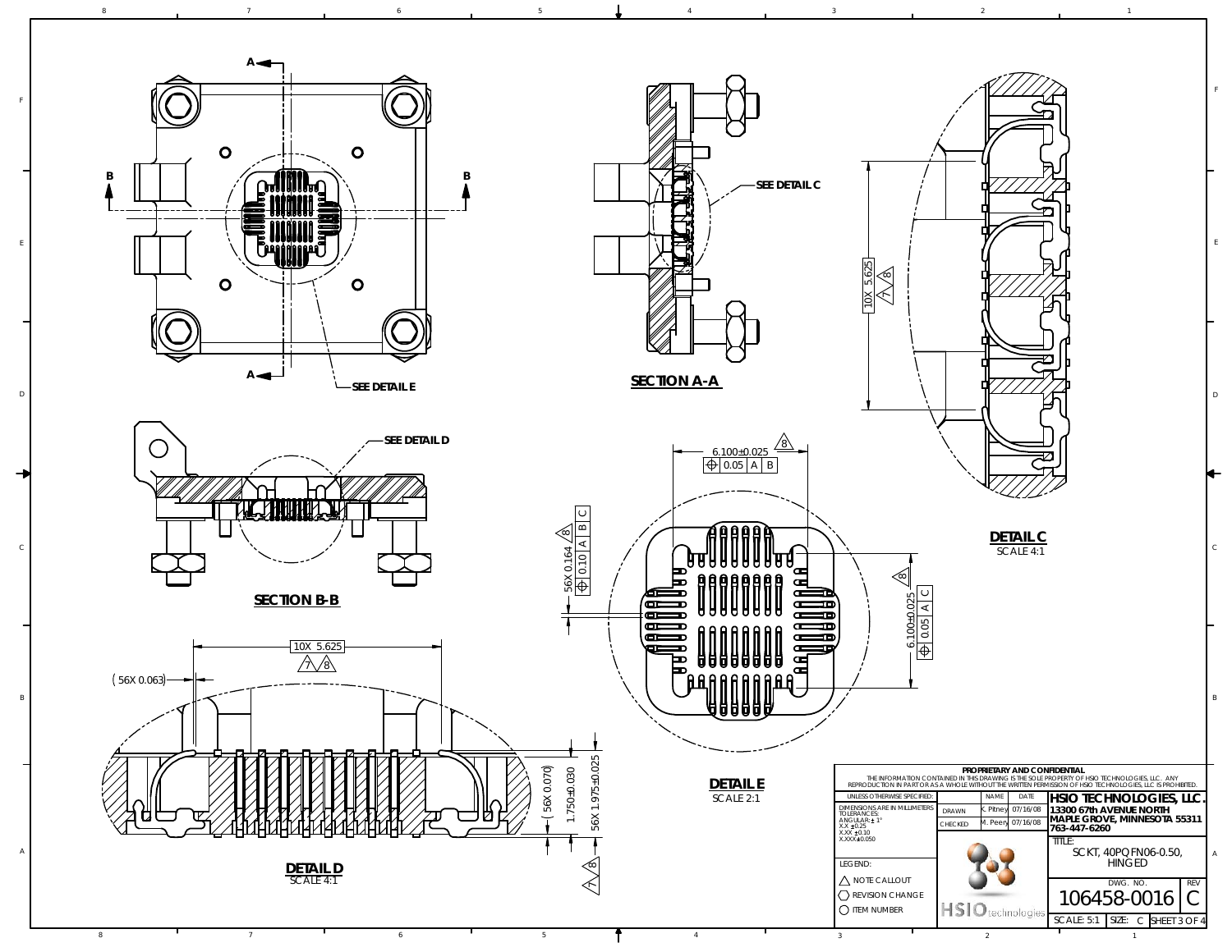SECTION A-A

SEE DETAIL C

SEE DETAIL E

SEE DETAIL D

SECTION B-B

## DETAIL C

SCALE 4:1

10X 5.625 [7] [8]

## DETAIL E

SCALE 2:1

6.100±0.025 [8] ⌖ 0.05 A B

56X 0.164 [8] ⌖ 0.10 A B C

6.100±0.025 [8] ⌖ 0.05 A C

## DETAIL D

SCALE 4:1

10X 5.625 [7] [8]

( 56X 0.063)

( 56X 0.070)

1.750±0.030

56X 1.975±0.025

[7] [8]

**PROPRIETARY AND CONFIDENTIAL**

THE INFORMATION CONTAINED IN THIS DRAWING IS THE SOLE PROPERTY OF HSIO TECHNOLOGIES, LLC. ANY REPRODUCTION IN PART OR AS A WHOLE WITHOUT THE WRITTEN PERMISSION OF HSIO TECHNOLOGIES, LLC IS PROHIBITED.

| UNLESS OTHERWISE SPECIFIED: | | NAME | DATE |
|---|---|---|---|
| DIMENSIONS ARE IN MILLIMETERS TOLERANCES: ANGULAR: ± 1° X.X ±0.25 X.XX ±0.10 X.XXX±0.050 | DRAWN | K. Pitney | 07/16/08 |
| | CHECKED | M. Peery | 07/16/08 |

**HSIO TECHNOLOGIES, LLC.**
13300 67th AVENUE NORTH
MAPLE GROVE, MINNESOTA 55311
763-447-6260

TITLE: SCKT, 40PQFN06-0.50, HINGED

LEGEND:
- △ NOTE CALLOUT
- ⬡ REVISION CHANGE
- ○ ITEM NUMBER

HSIO technologies

| DWG. NO. | REV |
|---|---|
| 106458-0016 | C |

SCALE: 5:1 | SIZE: C | SHEET 3 OF 4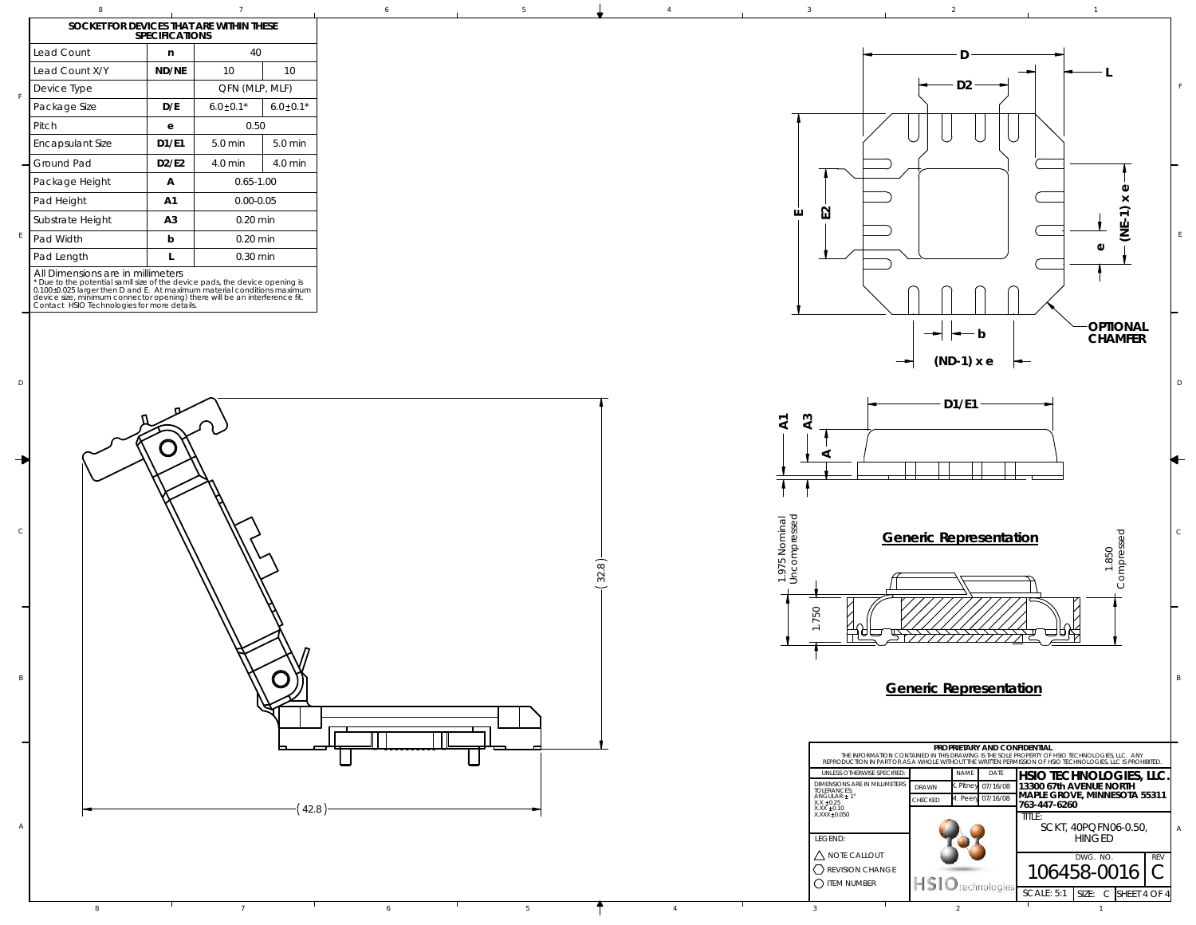| SOCKET FOR DEVICES THAT ARE WITHIN THESE SPECIFICATIONS | | | |
|---|---|---|---|
| Lead Count | n | 40 | |
| Lead Count X/Y | ND/NE | 10 | 10 |
| Device Type | | QFN (MLP, MLF) | |
| Package Size | D/E | 6.0±0.1* | 6.0±0.1* |
| Pitch | e | 0.50 | |
| Encapsulant Size | D1/E1 | 5.0 min | 5.0 min |
| Ground Pad | D2/E2 | 4.0 min | 4.0 min |
| Package Height | A | 0.65-1.00 | |
| Pad Height | A1 | 0.00-0.05 | |
| Substrate Height | A3 | 0.20 min | |
| Pad Width | b | 0.20 min | |
| Pad Length | L | 0.30 min | |

All Dimensions are in millimeters
* Due to the potential samll size of the device pads, the device opening is 0.100±0.025 larger then D and E. At maximum material conditions maximum device size, minimum connector opening) there will be an interference fit. Contact HSIO Technologies for more details.

D
D2
L
E
E2
(NE-1) x e
e
b
(ND-1) x e
OPTIONAL CHAMFER

D1/E1
A1
A3
A

Generic Representation

1.975 Nominal Uncompressed
1.750
1.850 Compressed

Generic Representation

(32.8)
(42.8)

PROPRIETARY AND CONFIDENTIAL
THE INFORMATION CONTAINED IN THIS DRAWING IS THE SOLE PROPERTY OF HSIO TECHNOLOGIES, LLC. ANY REPRODUCTION IN PART OR AS A WHOLE WITHOUT THE WRITTEN PERMISSION OF HSIO TECHNOLOGIES, LLC IS PROHIBITED.

UNLESS OTHERWISE SPECIFIED:
DIMENSIONS ARE IN MILLIMETERS
TOLERANCES:
ANGULAR: ± 1°
X.X ±0.25
X.XX ±0.10
X.XXX ±0.050

| | NAME | DATE |
|---|---|---|
| DRAWN | K. Pitney | 07/16/08 |
| CHECKED | M. Peery | 07/16/08 |

HSIO TECHNOLOGIES, LLC.
13300 67th AVENUE NORTH
MAPLE GROVE, MINNESOTA 55311
763-447-6260

TITLE:
SCKT, 40PQFN06-0.50, HINGED

LEGEND:
NOTE CALLOUT
REVISION CHANGE
ITEM NUMBER

HSIO technologies

DWG. NO. 106458-0016
REV C

SCALE: 5:1 | SIZE: C | SHEET 4 OF 4